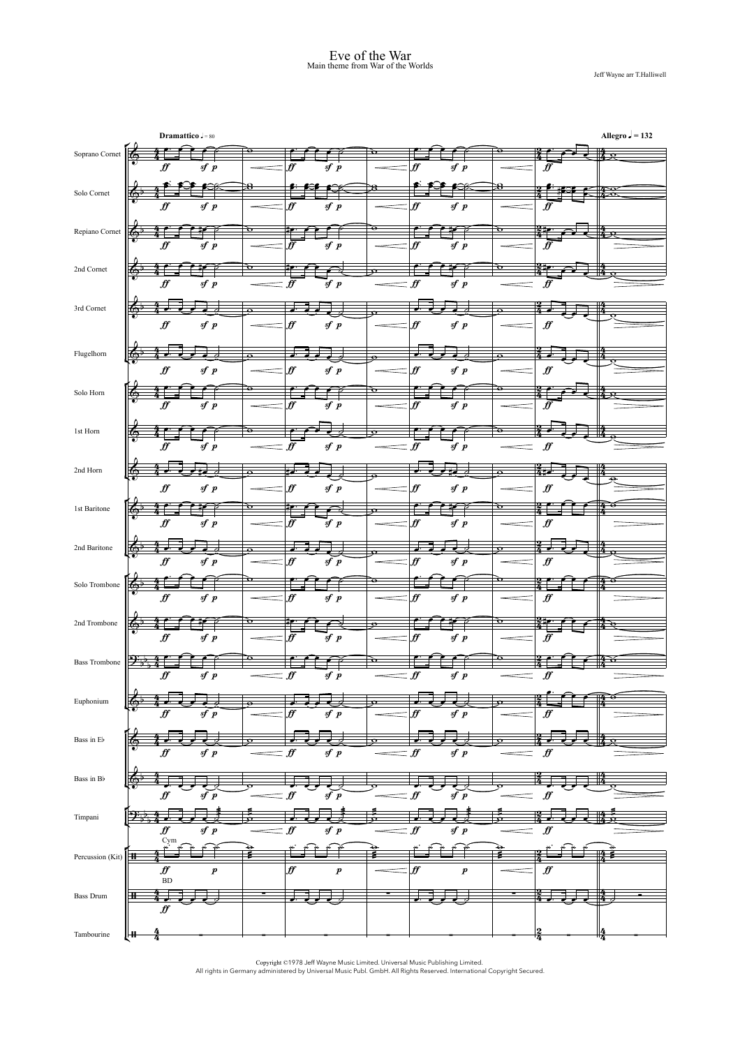# Eve of the War

Main theme from War of the Worlds

Jeff Wayne arr T.Halliwell

Copyright ©1978 Jeff Wayne Music Limited. Universal Music Publishing Limited.
All rights in Germany administered by Universal Music Publ. GmbH. All Rights Reserved. International Copyright Secured.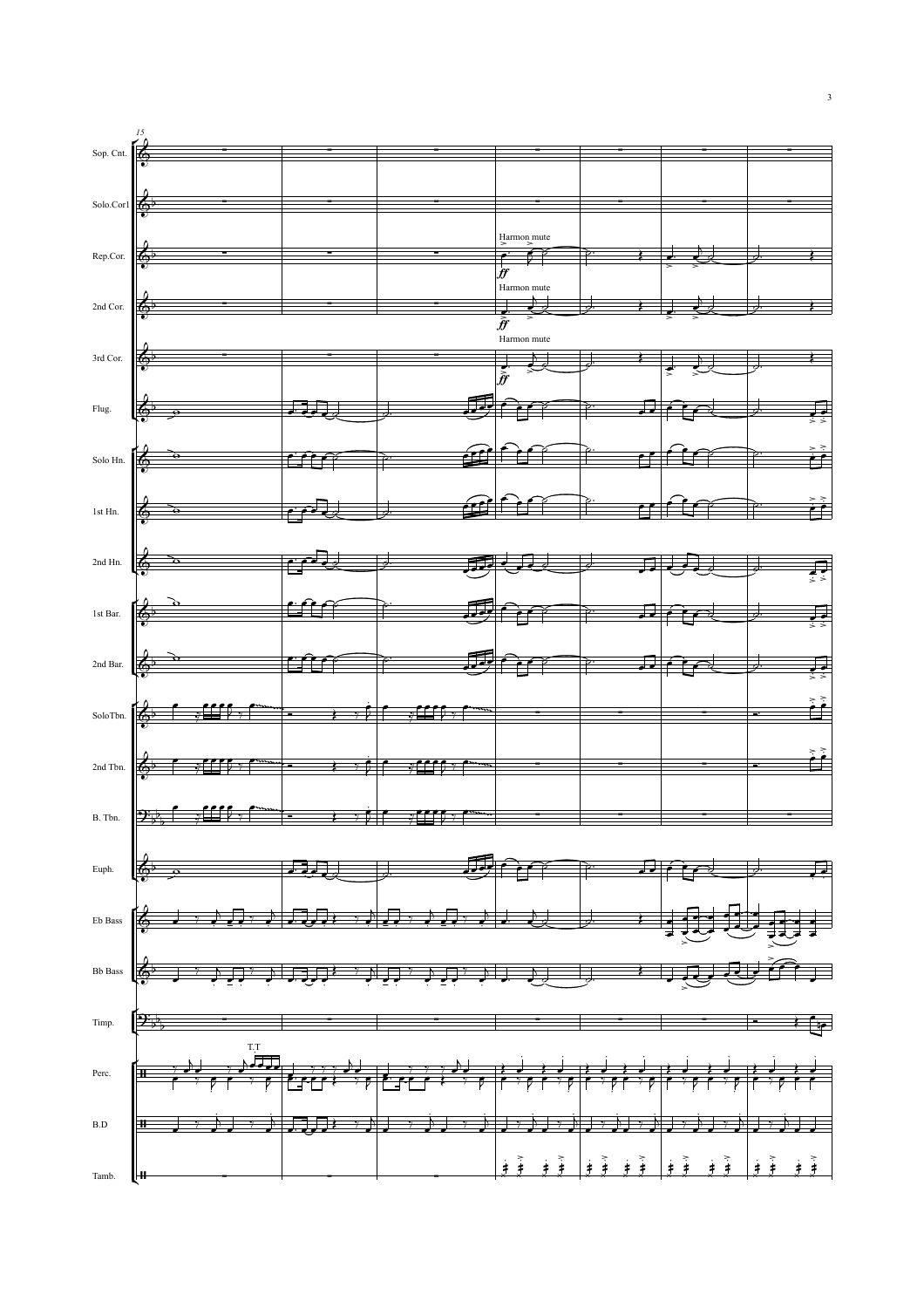Sop. Cnt.

Solo.Cor1

Rep.Cor.

Harmon mute

*ff*

2nd Cor.

Harmon mute

*ff*

3rd Cor.

Harmon mute

*ff*

Flug.

Solo Hn.

1st Hn.

2nd Hn.

1st Bar.

2nd Bar.

SoloTbn.

2nd Tbn.

B. Tbn.

Euph.

Eb Bass

Bb Bass

Timp.

Perc.

T.T

B.D

Tamb.